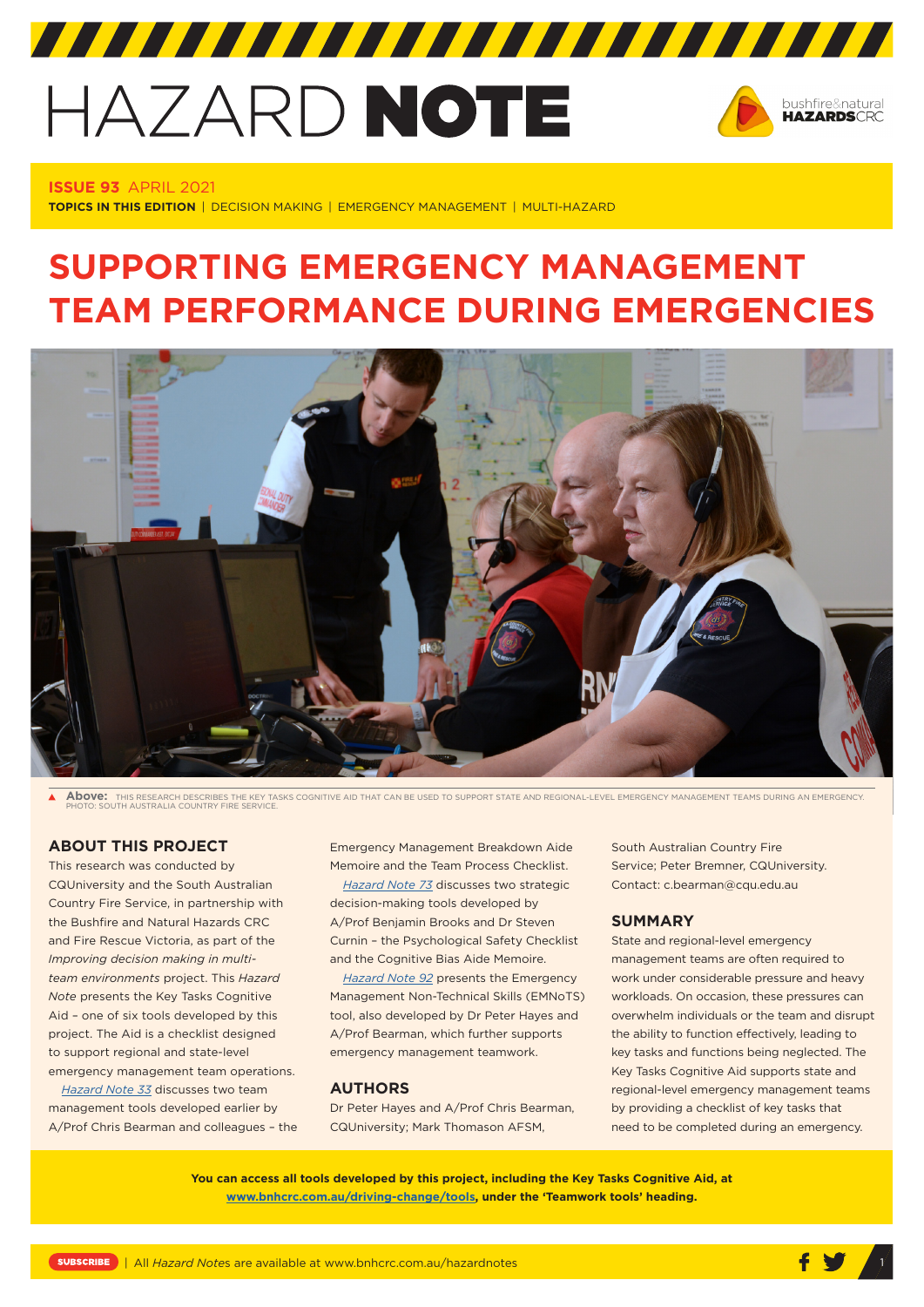# HAZARD NOTE

**ISSUE 93** APRIL 2021

**TOPICS IN THIS EDITION** | DECISION MAKING | EMERGENCY MANAGEMENT | MULTI-HAZARD

# SUPPORTING EMERGENCY MANAGEMENT TEAM PERFORMANCE DURING EMERGENCIES

**Above:** THIS RESEARCH DESCRIBES THE KEY TASKS COGNITIVE AID THAT CAN BE USED TO SUPPORT STATE AND REGIONAL-LEVEL EMERGENCY MANAGEMENT TEAMS DURING AN EMERGENCY. PHOTO: SOUTH AUSTRALIA COUNTRY FIRE SERVICE.

## ABOUT THIS PROJECT

This research was conducted by CQUniversity and the South Australian Country Fire Service, in partnership with the Bushfire and Natural Hazards CRC and Fire Rescue Victoria, as part of the *Improving decision making in multi-team environments* project. This *Hazard Note* presents the Key Tasks Cognitive Aid – one of six tools developed by this project. The Aid is a checklist designed to support regional and state-level emergency management team operations.

*Hazard Note 33* discusses two team management tools developed earlier by A/Prof Chris Bearman and colleagues – the Emergency Management Breakdown Aide Memoire and the Team Process Checklist.

*Hazard Note 73* discusses two strategic decision-making tools developed by A/Prof Benjamin Brooks and Dr Steven Curnin – the Psychological Safety Checklist and the Cognitive Bias Aide Memoire.

*Hazard Note 92* presents the Emergency Management Non-Technical Skills (EMNoTS) tool, also developed by Dr Peter Hayes and A/Prof Bearman, which further supports emergency management teamwork.

## AUTHORS

Dr Peter Hayes and A/Prof Chris Bearman, CQUniversity; Mark Thomason AFSM, South Australian Country Fire Service; Peter Bremner, CQUniversity. Contact: c.bearman@cqu.edu.au

## SUMMARY

State and regional-level emergency management teams are often required to work under considerable pressure and heavy workloads. On occasion, these pressures can overwhelm individuals or the team and disrupt the ability to function effectively, leading to key tasks and functions being neglected. The Key Tasks Cognitive Aid supports state and regional-level emergency management teams by providing a checklist of key tasks that need to be completed during an emergency.

**You can access all tools developed by this project, including the Key Tasks Cognitive Aid, at www.bnhcrc.com.au/driving-change/tools, under the 'Teamwork tools' heading.**

SUBSCRIBE | All *Hazard Notes* are available at www.bnhcrc.com.au/hazardnotes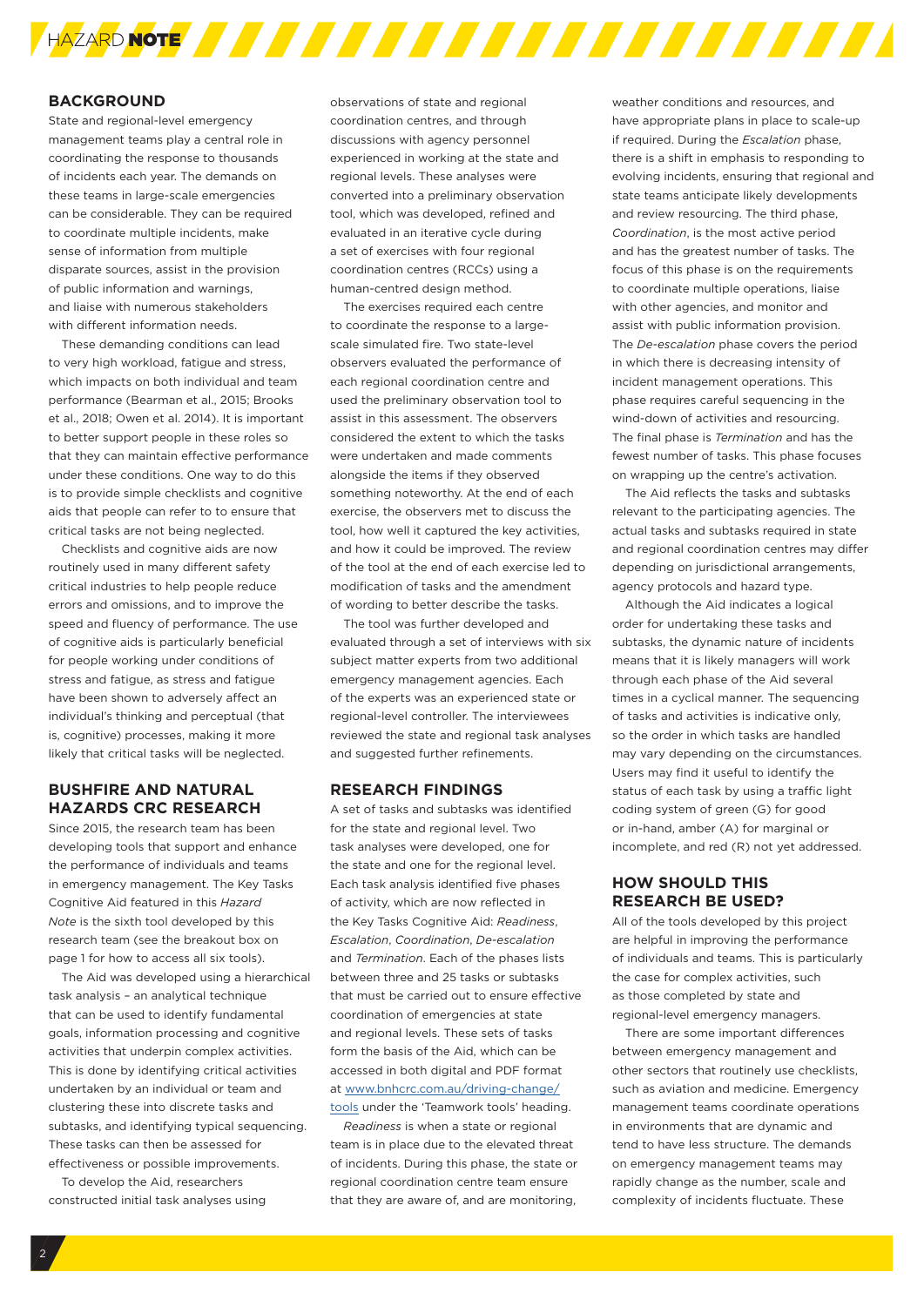## BACKGROUND

State and regional-level emergency management teams play a central role in coordinating the response to thousands of incidents each year. The demands on these teams in large-scale emergencies can be considerable. They can be required to coordinate multiple incidents, make sense of information from multiple disparate sources, assist in the provision of public information and warnings, and liaise with numerous stakeholders with different information needs.

These demanding conditions can lead to very high workload, fatigue and stress, which impacts on both individual and team performance (Bearman et al., 2015; Brooks et al., 2018; Owen et al. 2014). It is important to better support people in these roles so that they can maintain effective performance under these conditions. One way to do this is to provide simple checklists and cognitive aids that people can refer to to ensure that critical tasks are not being neglected.

Checklists and cognitive aids are now routinely used in many different safety critical industries to help people reduce errors and omissions, and to improve the speed and fluency of performance. The use of cognitive aids is particularly beneficial for people working under conditions of stress and fatigue, as stress and fatigue have been shown to adversely affect an individual's thinking and perceptual (that is, cognitive) processes, making it more likely that critical tasks will be neglected.

## BUSHFIRE AND NATURAL HAZARDS CRC RESEARCH

Since 2015, the research team has been developing tools that support and enhance the performance of individuals and teams in emergency management. The Key Tasks Cognitive Aid featured in this *Hazard Note* is the sixth tool developed by this research team (see the breakout box on page 1 for how to access all six tools).

The Aid was developed using a hierarchical task analysis – an analytical technique that can be used to identify fundamental goals, information processing and cognitive activities that underpin complex activities. This is done by identifying critical activities undertaken by an individual or team and clustering these into discrete tasks and subtasks, and identifying typical sequencing. These tasks can then be assessed for effectiveness or possible improvements.

To develop the Aid, researchers constructed initial task analyses using observations of state and regional coordination centres, and through discussions with agency personnel experienced in working at the state and regional levels. These analyses were converted into a preliminary observation tool, which was developed, refined and evaluated in an iterative cycle during a set of exercises with four regional coordination centres (RCCs) using a human-centred design method.

The exercises required each centre to coordinate the response to a large-scale simulated fire. Two state-level observers evaluated the performance of each regional coordination centre and used the preliminary observation tool to assist in this assessment. The observers considered the extent to which the tasks were undertaken and made comments alongside the items if they observed something noteworthy. At the end of each exercise, the observers met to discuss the tool, how well it captured the key activities, and how it could be improved. The review of the tool at the end of each exercise led to modification of tasks and the amendment of wording to better describe the tasks.

The tool was further developed and evaluated through a set of interviews with six subject matter experts from two additional emergency management agencies. Each of the experts was an experienced state or regional-level controller. The interviewees reviewed the state and regional task analyses and suggested further refinements.

## RESEARCH FINDINGS

A set of tasks and subtasks was identified for the state and regional level. Two task analyses were developed, one for the state and one for the regional level. Each task analysis identified five phases of activity, which are now reflected in the Key Tasks Cognitive Aid: *Readiness*, *Escalation*, *Coordination*, *De-escalation* and *Termination*. Each of the phases lists between three and 25 tasks or subtasks that must be carried out to ensure effective coordination of emergencies at state and regional levels. These sets of tasks form the basis of the Aid, which can be accessed in both digital and PDF format at www.bnhcrc.com.au/driving-change/tools under the 'Teamwork tools' heading.

*Readiness* is when a state or regional team is in place due to the elevated threat of incidents. During this phase, the state or regional coordination centre team ensure that they are aware of, and are monitoring, weather conditions and resources, and have appropriate plans in place to scale-up if required. During the *Escalation* phase, there is a shift in emphasis to responding to evolving incidents, ensuring that regional and state teams anticipate likely developments and review resourcing. The third phase, *Coordination*, is the most active period and has the greatest number of tasks. The focus of this phase is on the requirements to coordinate multiple operations, liaise with other agencies, and monitor and assist with public information provision. The *De-escalation* phase covers the period in which there is decreasing intensity of incident management operations. This phase requires careful sequencing in the wind-down of activities and resourcing. The final phase is *Termination* and has the fewest number of tasks. This phase focuses on wrapping up the centre's activation.

The Aid reflects the tasks and subtasks relevant to the participating agencies. The actual tasks and subtasks required in state and regional coordination centres may differ depending on jurisdictional arrangements, agency protocols and hazard type.

Although the Aid indicates a logical order for undertaking these tasks and subtasks, the dynamic nature of incidents means that it is likely managers will work through each phase of the Aid several times in a cyclical manner. The sequencing of tasks and activities is indicative only, so the order in which tasks are handled may vary depending on the circumstances. Users may find it useful to identify the status of each task by using a traffic light coding system of green (G) for good or in-hand, amber (A) for marginal or incomplete, and red (R) not yet addressed.

## HOW SHOULD THIS RESEARCH BE USED?

All of the tools developed by this project are helpful in improving the performance of individuals and teams. This is particularly the case for complex activities, such as those completed by state and regional-level emergency managers.

There are some important differences between emergency management and other sectors that routinely use checklists, such as aviation and medicine. Emergency management teams coordinate operations in environments that are dynamic and tend to have less structure. The demands on emergency management teams may rapidly change as the number, scale and complexity of incidents fluctuate. These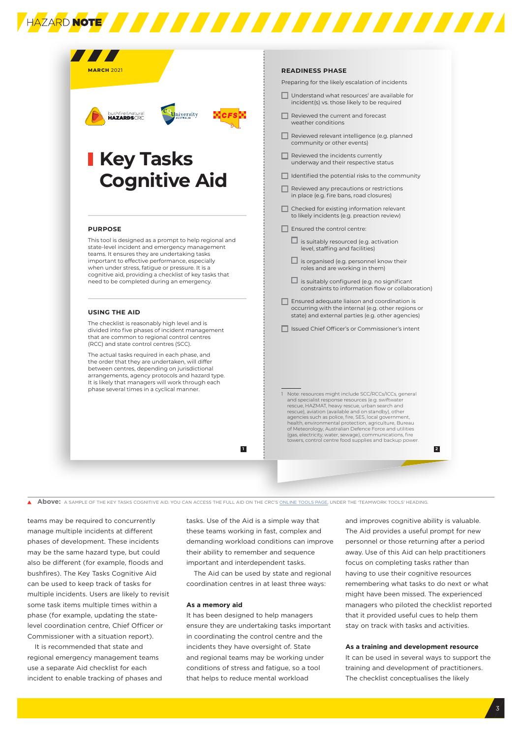MARCH 2021

# Key Tasks Cognitive Aid

## PURPOSE

This tool is designed as a prompt to help regional and state-level incident and emergency management teams. It ensures they are undertaking tasks important to effective performance, especially when under stress, fatigue or pressure. It is a cognitive aid, providing a checklist of key tasks that need to be completed during an emergency.

## USING THE AID

The checklist is reasonably high level and is divided into five phases of incident management that are common to regional control centres (RCC) and state control centres (SCC).

The actual tasks required in each phase, and the order that they are undertaken, will differ between centres, depending on jurisdictional arrangements, agency protocols and hazard type. It is likely that managers will work through each phase several times in a cyclical manner.

## READINESS PHASE

Preparing for the likely escalation of incidents

- ☐ Understand what resources[1] are available for incident(s) vs. those likely to be required
- ☐ Reviewed the current and forecast weather conditions
- ☐ Reviewed relevant intelligence (e.g. planned community or other events)
- ☐ Reviewed the incidents currently underway and their respective status
- ☐ Identified the potential risks to the community
- ☐ Reviewed any precautions or restrictions in place (e.g. fire bans, road closures)
- ☐ Checked for existing information relevant to likely incidents (e.g. preaction review)
- ☐ Ensured the control centre:
  - ☐ is suitably resourced (e.g. activation level, staffing and facilities)
  - ☐ is organised (e.g. personnel know their roles and are working in them)
  - ☐ is suitably configured (e.g. no significant constraints to information flow or collaboration)
- ☐ Ensured adequate liaison and coordination is occurring with the internal (e.g. other regions or state) and external parties (e.g. other agencies)
- ☐ Issued Chief Officer's or Commissioner's intent

1 Note: resources might include SCC/RCCs/ICCs, general and specialist response resources (e.g. swiftwater rescue, HAZMAT, heavy rescue, urban search and rescue), aviation (available and on standby), other agencies such as police, fire, SES, local government, health, environmental protection, agriculture, Bureau of Meteorology, Australian Defence Force and utilities (gas, electricity, water, sewage), communications, fire towers, control centre food supplies and backup power.

**Above:** A SAMPLE OF THE KEY TASKS COGNITIVE AID. YOU CAN ACCESS THE FULL AID ON THE CRC'S ONLINE TOOLS PAGE, UNDER THE 'TEAMWORK TOOLS' HEADING.

teams may be required to concurrently manage multiple incidents at different phases of development. These incidents may be the same hazard type, but could also be different (for example, floods and bushfires). The Key Tasks Cognitive Aid can be used to keep track of tasks for multiple incidents. Users are likely to revisit some task items multiple times within a phase (for example, updating the state-level coordination centre, Chief Officer or Commissioner with a situation report).

It is recommended that state and regional emergency management teams use a separate Aid checklist for each incident to enable tracking of phases and tasks. Use of the Aid is a simple way that these teams working in fast, complex and demanding workload conditions can improve their ability to remember and sequence important and interdependent tasks.

The Aid can be used by state and regional coordination centres in at least three ways:

### As a memory aid

It has been designed to help managers ensure they are undertaking tasks important in coordinating the control centre and the incidents they have oversight of. State and regional teams may be working under conditions of stress and fatigue, so a tool that helps to reduce mental workload and improves cognitive ability is valuable. The Aid provides a useful prompt for new personnel or those returning after a period away. Use of this Aid can help practitioners focus on completing tasks rather than having to use their cognitive resources remembering what tasks to do next or what might have been missed. The experienced managers who piloted the checklist reported that it provided useful cues to help them stay on track with tasks and activities.

### As a training and development resource

It can be used in several ways to support the training and development of practitioners. The checklist conceptualises the likely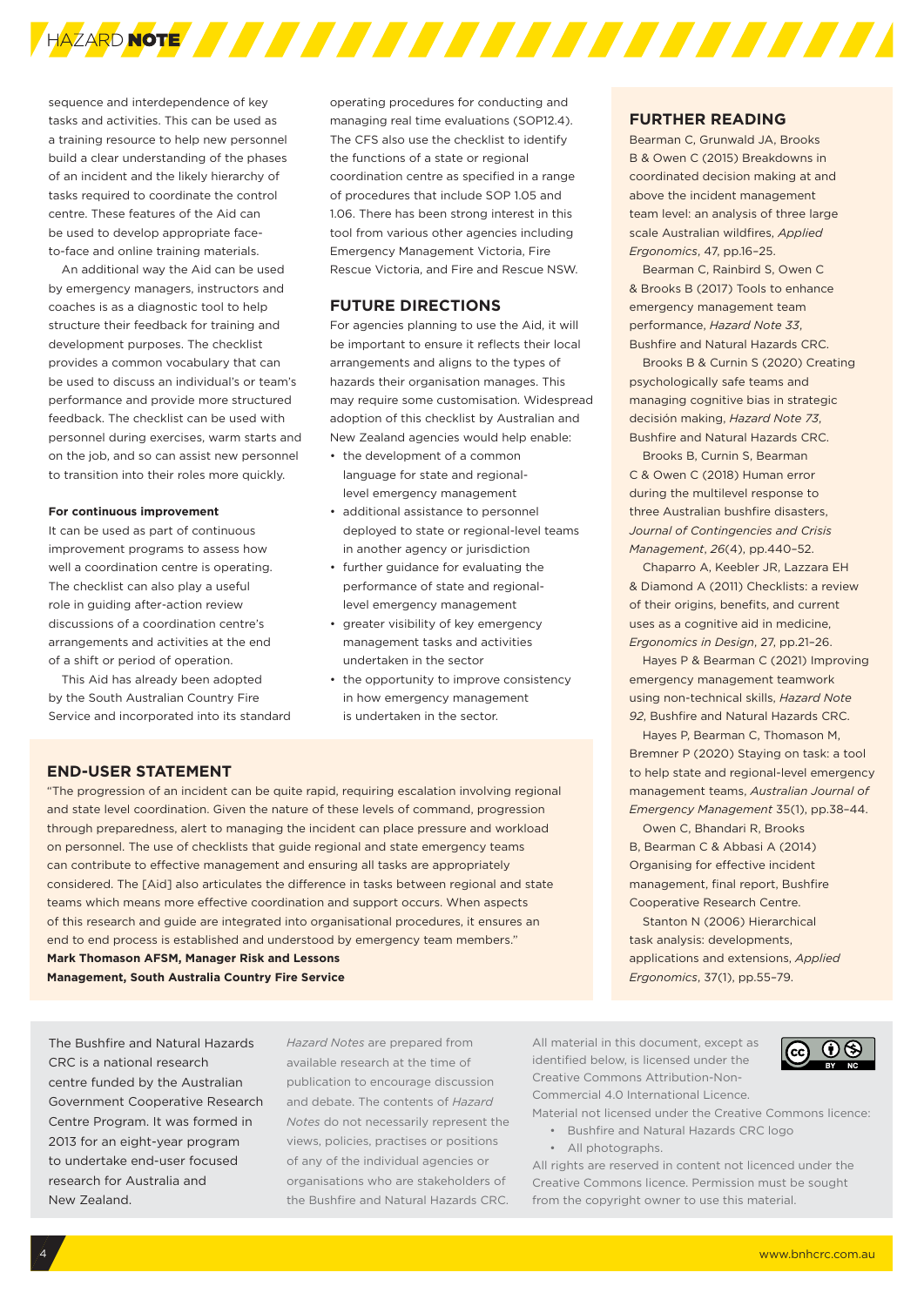sequence and interdependence of key tasks and activities. This can be used as a training resource to help new personnel build a clear understanding of the phases of an incident and the likely hierarchy of tasks required to coordinate the control centre. These features of the Aid can be used to develop appropriate face-to-face and online training materials.

An additional way the Aid can be used by emergency managers, instructors and coaches is as a diagnostic tool to help structure their feedback for training and development purposes. The checklist provides a common vocabulary that can be used to discuss an individual's or team's performance and provide more structured feedback. The checklist can be used with personnel during exercises, warm starts and on the job, and so can assist new personnel to transition into their roles more quickly.

**For continuous improvement**

It can be used as part of continuous improvement programs to assess how well a coordination centre is operating. The checklist can also play a useful role in guiding after-action review discussions of a coordination centre's arrangements and activities at the end of a shift or period of operation.

This Aid has already been adopted by the South Australian Country Fire Service and incorporated into its standard operating procedures for conducting and managing real time evaluations (SOP12.4). The CFS also use the checklist to identify the functions of a state or regional coordination centre as specified in a range of procedures that include SOP 1.05 and 1.06. There has been strong interest in this tool from various other agencies including Emergency Management Victoria, Fire Rescue Victoria, and Fire and Rescue NSW.

## FUTURE DIRECTIONS

For agencies planning to use the Aid, it will be important to ensure it reflects their local arrangements and aligns to the types of hazards their organisation manages. This may require some customisation. Widespread adoption of this checklist by Australian and New Zealand agencies would help enable:

- the development of a common language for state and regional-level emergency management
- additional assistance to personnel deployed to state or regional-level teams in another agency or jurisdiction
- further guidance for evaluating the performance of state and regional-level emergency management
- greater visibility of key emergency management tasks and activities undertaken in the sector
- the opportunity to improve consistency in how emergency management is undertaken in the sector.

## END-USER STATEMENT

"The progression of an incident can be quite rapid, requiring escalation involving regional and state level coordination. Given the nature of these levels of command, progression through preparedness, alert to managing the incident can place pressure and workload on personnel. The use of checklists that guide regional and state emergency teams can contribute to effective management and ensuring all tasks are appropriately considered. The [Aid] also articulates the difference in tasks between regional and state teams which means more effective coordination and support occurs. When aspects of this research and guide are integrated into organisational procedures, it ensures an end to end process is established and understood by emergency team members."

**Mark Thomason AFSM, Manager Risk and Lessons Management, South Australia Country Fire Service**

## FURTHER READING

Bearman C, Grunwald JA, Brooks B & Owen C (2015) Breakdowns in coordinated decision making at and above the incident management team level: an analysis of three large scale Australian wildfires, *Applied Ergonomics*, 47, pp.16–25.

Bearman C, Rainbird S, Owen C & Brooks B (2017) Tools to enhance emergency management team performance, *Hazard Note 33*, Bushfire and Natural Hazards CRC.

Brooks B & Curnin S (2020) Creating psychologically safe teams and managing cognitive bias in strategic decisión making, *Hazard Note 73*, Bushfire and Natural Hazards CRC.

Brooks B, Curnin S, Bearman C & Owen C (2018) Human error during the multilevel response to three Australian bushfire disasters, *Journal of Contingencies and Crisis Management*, *26*(4), pp.440–52.

Chaparro A, Keebler JR, Lazzara EH & Diamond A (2011) Checklists: a review of their origins, benefits, and current uses as a cognitive aid in medicine, *Ergonomics in Design*, 27, pp.21–26.

Hayes P & Bearman C (2021) Improving emergency management teamwork using non-technical skills, *Hazard Note 92*, Bushfire and Natural Hazards CRC.

Hayes P, Bearman C, Thomason M, Bremner P (2020) Staying on task: a tool to help state and regional-level emergency management teams, *Australian Journal of Emergency Management* 35(1), pp.38–44.

Owen C, Bhandari R, Brooks B, Bearman C & Abbasi A (2014) Organising for effective incident management, final report, Bushfire Cooperative Research Centre.

Stanton N (2006) Hierarchical task analysis: developments, applications and extensions, *Applied Ergonomics*, 37(1), pp.55–79.

The Bushfire and Natural Hazards CRC is a national research centre funded by the Australian Government Cooperative Research Centre Program. It was formed in 2013 for an eight-year program to undertake end-user focused research for Australia and New Zealand.

*Hazard Notes* are prepared from available research at the time of publication to encourage discussion and debate. The contents of *Hazard Notes* do not necessarily represent the views, policies, practises or positions of any of the individual agencies or organisations who are stakeholders of the Bushfire and Natural Hazards CRC.

All material in this document, except as identified below, is licensed under the Creative Commons Attribution-Non-Commercial 4.0 International Licence.

Material not licensed under the Creative Commons licence:

- Bushfire and Natural Hazards CRC logo
- All photographs.

All rights are reserved in content not licenced under the Creative Commons licence. Permission must be sought from the copyright owner to use this material.